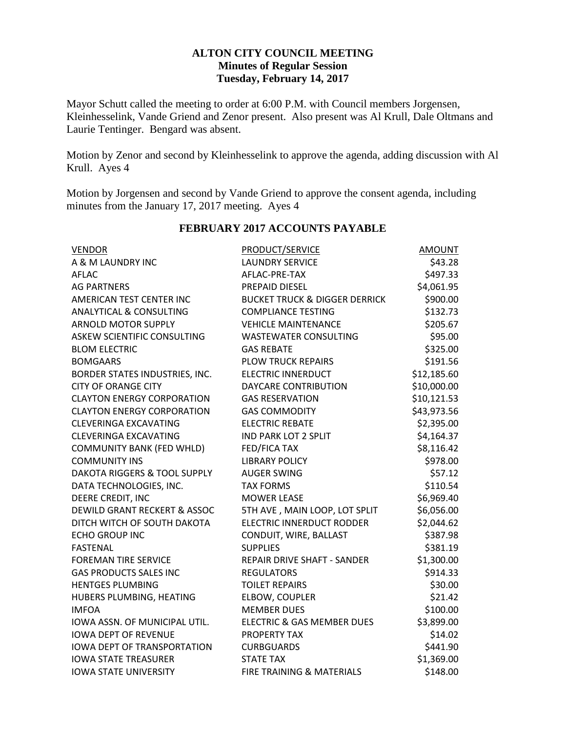# ALTON CITY COUNCIL MEETING
## Minutes of Regular Session
## Tuesday, February 14, 2017

Mayor Schutt called the meeting to order at 6:00 P.M. with Council members Jorgensen, Kleinhesselink, Vande Griend and Zenor present. Also present was Al Krull, Dale Oltmans and Laurie Tentinger. Bengard was absent.

Motion by Zenor and second by Kleinhesselink to approve the agenda, adding discussion with Al Krull. Ayes 4

Motion by Jorgensen and second by Vande Griend to approve the consent agenda, including minutes from the January 17, 2017 meeting. Ayes 4

## FEBRUARY 2017 ACCOUNTS PAYABLE

| VENDOR | PRODUCT/SERVICE | AMOUNT |
|---|---|---|
| A & M LAUNDRY INC | LAUNDRY SERVICE | $43.28 |
| AFLAC | AFLAC-PRE-TAX | $497.33 |
| AG PARTNERS | PREPAID DIESEL | $4,061.95 |
| AMERICAN TEST CENTER INC | BUCKET TRUCK & DIGGER DERRICK | $900.00 |
| ANALYTICAL & CONSULTING | COMPLIANCE TESTING | $132.73 |
| ARNOLD MOTOR SUPPLY | VEHICLE MAINTENANCE | $205.67 |
| ASKEW SCIENTIFIC CONSULTING | WASTEWATER CONSULTING | $95.00 |
| BLOM ELECTRIC | GAS REBATE | $325.00 |
| BOMGAARS | PLOW TRUCK REPAIRS | $191.56 |
| BORDER STATES INDUSTRIES, INC. | ELECTRIC INNERDUCT | $12,185.60 |
| CITY OF ORANGE CITY | DAYCARE CONTRIBUTION | $10,000.00 |
| CLAYTON ENERGY CORPORATION | GAS RESERVATION | $10,121.53 |
| CLAYTON ENERGY CORPORATION | GAS COMMODITY | $43,973.56 |
| CLEVERINGA EXCAVATING | ELECTRIC REBATE | $2,395.00 |
| CLEVERINGA EXCAVATING | IND PARK LOT 2 SPLIT | $4,164.37 |
| COMMUNITY BANK (FED WHLD) | FED/FICA TAX | $8,116.42 |
| COMMUNITY INS | LIBRARY POLICY | $978.00 |
| DAKOTA RIGGERS & TOOL SUPPLY | AUGER SWING | $57.12 |
| DATA TECHNOLOGIES, INC. | TAX FORMS | $110.54 |
| DEERE CREDIT, INC | MOWER LEASE | $6,969.40 |
| DEWILD GRANT RECKERT & ASSOC | 5TH AVE , MAIN LOOP, LOT SPLIT | $6,056.00 |
| DITCH WITCH OF SOUTH DAKOTA | ELECTRIC INNERDUCT RODDER | $2,044.62 |
| ECHO GROUP INC | CONDUIT, WIRE, BALLAST | $387.98 |
| FASTENAL | SUPPLIES | $381.19 |
| FOREMAN TIRE SERVICE | REPAIR DRIVE SHAFT - SANDER | $1,300.00 |
| GAS PRODUCTS SALES INC | REGULATORS | $914.33 |
| HENTGES PLUMBING | TOILET REPAIRS | $30.00 |
| HUBERS PLUMBING, HEATING | ELBOW, COUPLER | $21.42 |
| IMFOA | MEMBER DUES | $100.00 |
| IOWA ASSN. OF MUNICIPAL UTIL. | ELECTRIC & GAS MEMBER DUES | $3,899.00 |
| IOWA DEPT OF REVENUE | PROPERTY TAX | $14.02 |
| IOWA DEPT OF TRANSPORTATION | CURBGUARDS | $441.90 |
| IOWA STATE TREASURER | STATE TAX | $1,369.00 |
| IOWA STATE UNIVERSITY | FIRE TRAINING & MATERIALS | $148.00 |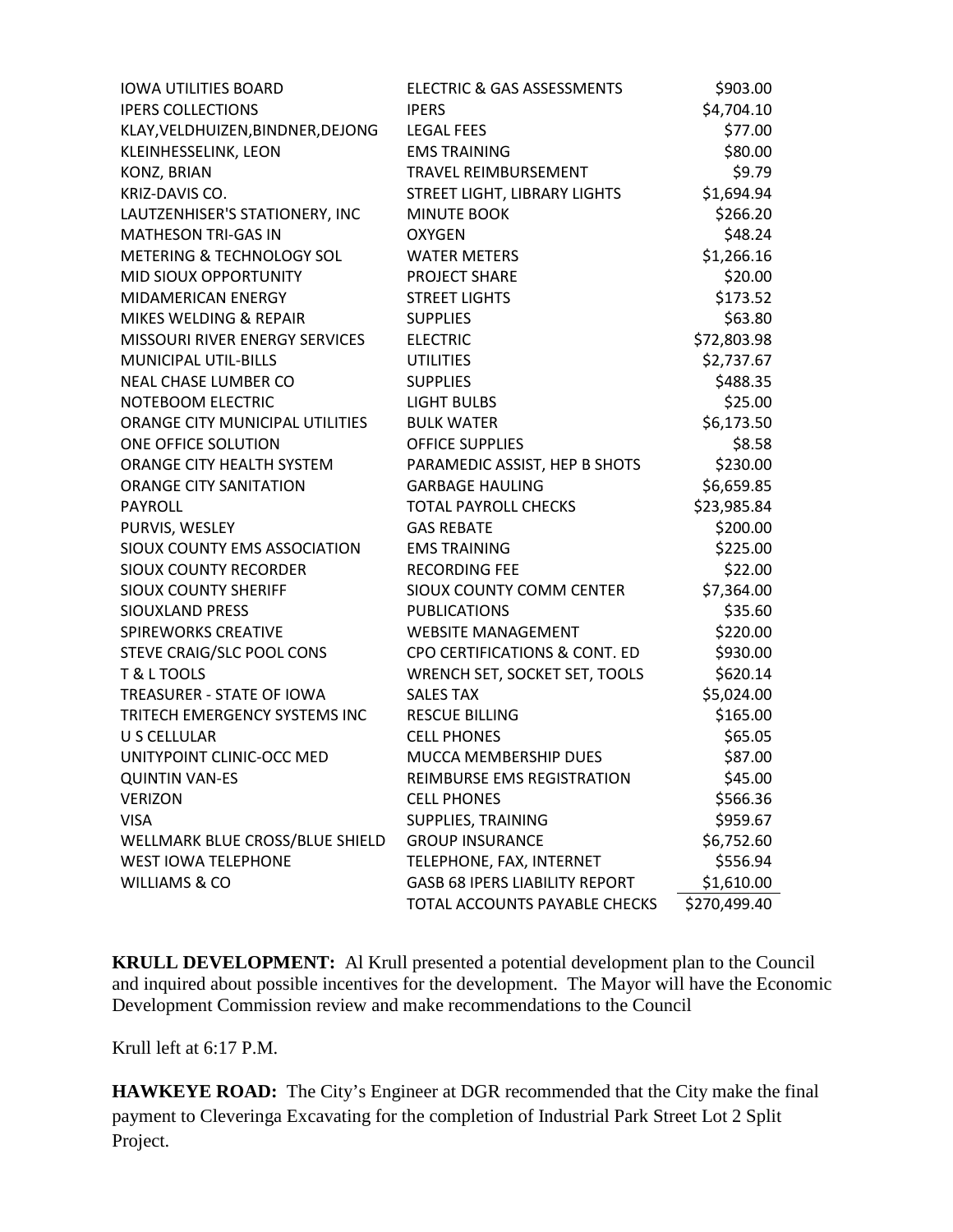| | | |
|---|---|---|
| IOWA UTILITIES BOARD | ELECTRIC & GAS ASSESSMENTS | $903.00 |
| IPERS COLLECTIONS | IPERS | $4,704.10 |
| KLAY,VELDHUIZEN,BINDNER,DEJONG | LEGAL FEES | $77.00 |
| KLEINHESSELINK, LEON | EMS TRAINING | $80.00 |
| KONZ, BRIAN | TRAVEL REIMBURSEMENT | $9.79 |
| KRIZ-DAVIS CO. | STREET LIGHT, LIBRARY LIGHTS | $1,694.94 |
| LAUTZENHISER'S STATIONERY, INC | MINUTE BOOK | $266.20 |
| MATHESON TRI-GAS IN | OXYGEN | $48.24 |
| METERING & TECHNOLOGY SOL | WATER METERS | $1,266.16 |
| MID SIOUX OPPORTUNITY | PROJECT SHARE | $20.00 |
| MIDAMERICAN ENERGY | STREET LIGHTS | $173.52 |
| MIKES WELDING & REPAIR | SUPPLIES | $63.80 |
| MISSOURI RIVER ENERGY SERVICES | ELECTRIC | $72,803.98 |
| MUNICIPAL UTIL-BILLS | UTILITIES | $2,737.67 |
| NEAL CHASE LUMBER CO | SUPPLIES | $488.35 |
| NOTEBOOM ELECTRIC | LIGHT BULBS | $25.00 |
| ORANGE CITY MUNICIPAL UTILITIES | BULK WATER | $6,173.50 |
| ONE OFFICE SOLUTION | OFFICE SUPPLIES | $8.58 |
| ORANGE CITY HEALTH SYSTEM | PARAMEDIC ASSIST, HEP B SHOTS | $230.00 |
| ORANGE CITY SANITATION | GARBAGE HAULING | $6,659.85 |
| PAYROLL | TOTAL PAYROLL CHECKS | $23,985.84 |
| PURVIS, WESLEY | GAS REBATE | $200.00 |
| SIOUX COUNTY EMS ASSOCIATION | EMS TRAINING | $225.00 |
| SIOUX COUNTY RECORDER | RECORDING FEE | $22.00 |
| SIOUX COUNTY SHERIFF | SIOUX COUNTY COMM CENTER | $7,364.00 |
| SIOUXLAND PRESS | PUBLICATIONS | $35.60 |
| SPIREWORKS CREATIVE | WEBSITE MANAGEMENT | $220.00 |
| STEVE CRAIG/SLC POOL CONS | CPO CERTIFICATIONS & CONT. ED | $930.00 |
| T & L TOOLS | WRENCH SET, SOCKET SET, TOOLS | $620.14 |
| TREASURER - STATE OF IOWA | SALES TAX | $5,024.00 |
| TRITECH EMERGENCY SYSTEMS INC | RESCUE BILLING | $165.00 |
| U S CELLULAR | CELL PHONES | $65.05 |
| UNITYPOINT CLINIC-OCC MED | MUCCA MEMBERSHIP DUES | $87.00 |
| QUINTIN VAN-ES | REIMBURSE EMS REGISTRATION | $45.00 |
| VERIZON | CELL PHONES | $566.36 |
| VISA | SUPPLIES, TRAINING | $959.67 |
| WELLMARK BLUE CROSS/BLUE SHIELD | GROUP INSURANCE | $6,752.60 |
| WEST IOWA TELEPHONE | TELEPHONE, FAX, INTERNET | $556.94 |
| WILLIAMS & CO | GASB 68 IPERS LIABILITY REPORT | $1,610.00 |
| | TOTAL ACCOUNTS PAYABLE CHECKS | $270,499.40 |

**KRULL DEVELOPMENT:** Al Krull presented a potential development plan to the Council and inquired about possible incentives for the development. The Mayor will have the Economic Development Commission review and make recommendations to the Council

Krull left at 6:17 P.M.

**HAWKEYE ROAD:** The City's Engineer at DGR recommended that the City make the final payment to Cleveringa Excavating for the completion of Industrial Park Street Lot 2 Split Project.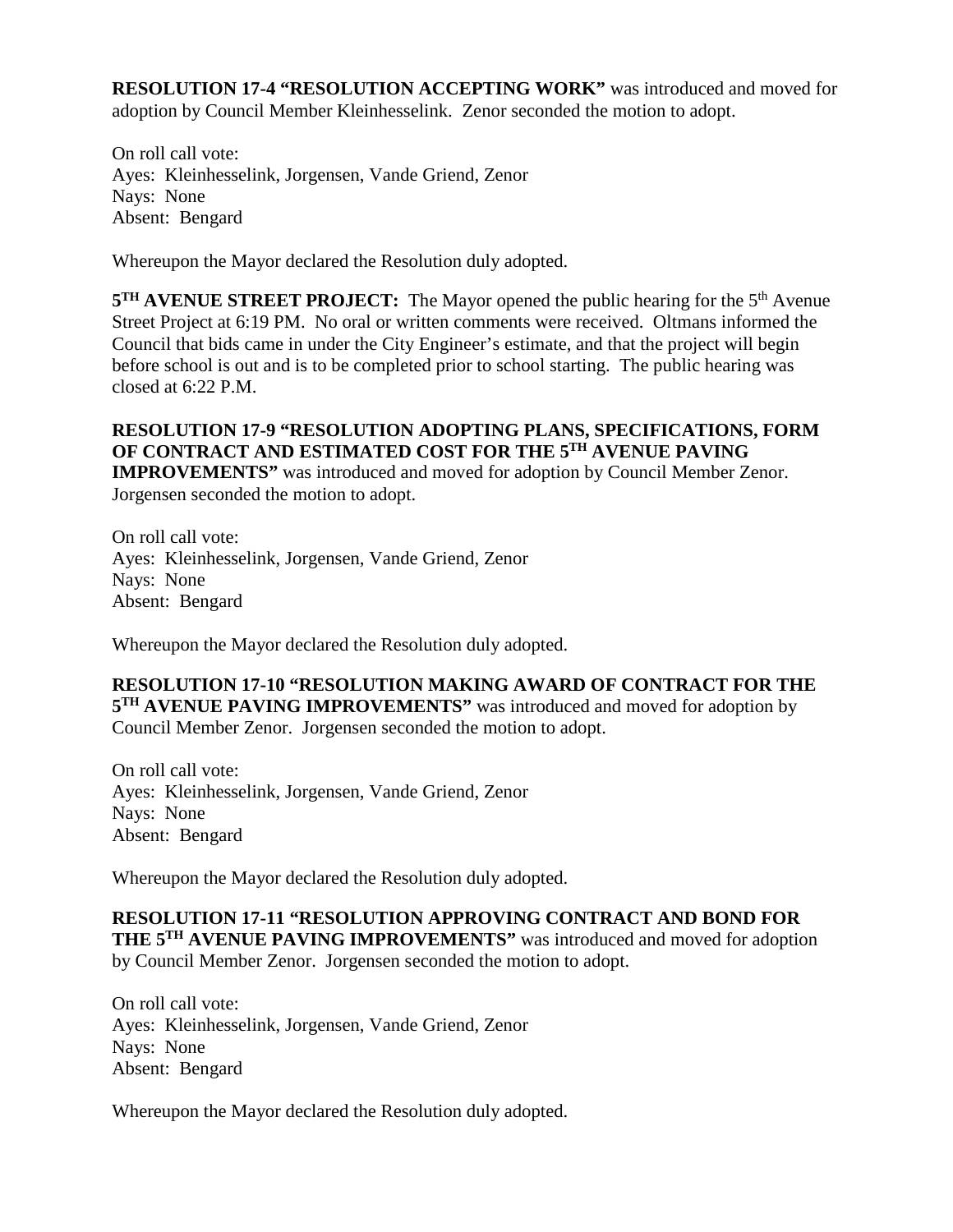**RESOLUTION 17-4 "RESOLUTION ACCEPTING WORK"** was introduced and moved for adoption by Council Member Kleinhesselink. Zenor seconded the motion to adopt.

On roll call vote:
Ayes: Kleinhesselink, Jorgensen, Vande Griend, Zenor
Nays: None
Absent: Bengard

Whereupon the Mayor declared the Resolution duly adopted.

**5$^{TH}$ AVENUE STREET PROJECT:** The Mayor opened the public hearing for the 5$^{th}$ Avenue Street Project at 6:19 PM. No oral or written comments were received. Oltmans informed the Council that bids came in under the City Engineer's estimate, and that the project will begin before school is out and is to be completed prior to school starting. The public hearing was closed at 6:22 P.M.

**RESOLUTION 17-9 "RESOLUTION ADOPTING PLANS, SPECIFICATIONS, FORM OF CONTRACT AND ESTIMATED COST FOR THE 5$^{TH}$ AVENUE PAVING IMPROVEMENTS"** was introduced and moved for adoption by Council Member Zenor. Jorgensen seconded the motion to adopt.

On roll call vote:
Ayes: Kleinhesselink, Jorgensen, Vande Griend, Zenor
Nays: None
Absent: Bengard

Whereupon the Mayor declared the Resolution duly adopted.

**RESOLUTION 17-10 "RESOLUTION MAKING AWARD OF CONTRACT FOR THE 5$^{TH}$ AVENUE PAVING IMPROVEMENTS"** was introduced and moved for adoption by Council Member Zenor. Jorgensen seconded the motion to adopt.

On roll call vote:
Ayes: Kleinhesselink, Jorgensen, Vande Griend, Zenor
Nays: None
Absent: Bengard

Whereupon the Mayor declared the Resolution duly adopted.

**RESOLUTION 17-11 "RESOLUTION APPROVING CONTRACT AND BOND FOR THE 5$^{TH}$ AVENUE PAVING IMPROVEMENTS"** was introduced and moved for adoption by Council Member Zenor. Jorgensen seconded the motion to adopt.

On roll call vote:
Ayes: Kleinhesselink, Jorgensen, Vande Griend, Zenor
Nays: None
Absent: Bengard

Whereupon the Mayor declared the Resolution duly adopted.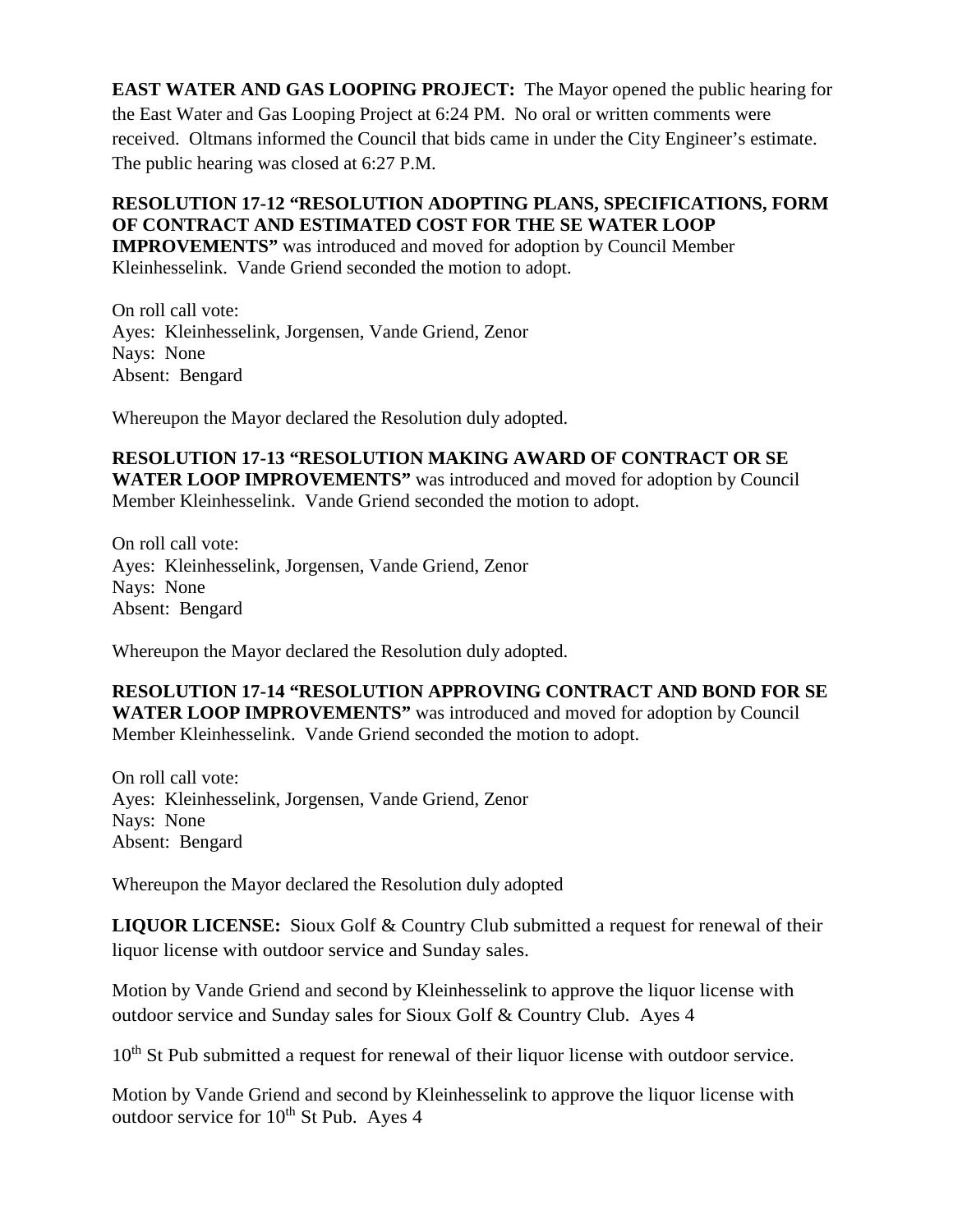**EAST WATER AND GAS LOOPING PROJECT:** The Mayor opened the public hearing for the East Water and Gas Looping Project at 6:24 PM. No oral or written comments were received. Oltmans informed the Council that bids came in under the City Engineer's estimate. The public hearing was closed at 6:27 P.M.

**RESOLUTION 17-12 "RESOLUTION ADOPTING PLANS, SPECIFICATIONS, FORM OF CONTRACT AND ESTIMATED COST FOR THE SE WATER LOOP IMPROVEMENTS"** was introduced and moved for adoption by Council Member Kleinhesselink. Vande Griend seconded the motion to adopt.

On roll call vote:
Ayes: Kleinhesselink, Jorgensen, Vande Griend, Zenor
Nays: None
Absent: Bengard

Whereupon the Mayor declared the Resolution duly adopted.

**RESOLUTION 17-13 "RESOLUTION MAKING AWARD OF CONTRACT OR SE WATER LOOP IMPROVEMENTS"** was introduced and moved for adoption by Council Member Kleinhesselink. Vande Griend seconded the motion to adopt.

On roll call vote:
Ayes: Kleinhesselink, Jorgensen, Vande Griend, Zenor
Nays: None
Absent: Bengard

Whereupon the Mayor declared the Resolution duly adopted.

**RESOLUTION 17-14 "RESOLUTION APPROVING CONTRACT AND BOND FOR SE WATER LOOP IMPROVEMENTS"** was introduced and moved for adoption by Council Member Kleinhesselink. Vande Griend seconded the motion to adopt.

On roll call vote:
Ayes: Kleinhesselink, Jorgensen, Vande Griend, Zenor
Nays: None
Absent: Bengard

Whereupon the Mayor declared the Resolution duly adopted

**LIQUOR LICENSE:** Sioux Golf & Country Club submitted a request for renewal of their liquor license with outdoor service and Sunday sales.

Motion by Vande Griend and second by Kleinhesselink to approve the liquor license with outdoor service and Sunday sales for Sioux Golf & Country Club. Ayes 4

10th St Pub submitted a request for renewal of their liquor license with outdoor service.

Motion by Vande Griend and second by Kleinhesselink to approve the liquor license with outdoor service for 10th St Pub. Ayes 4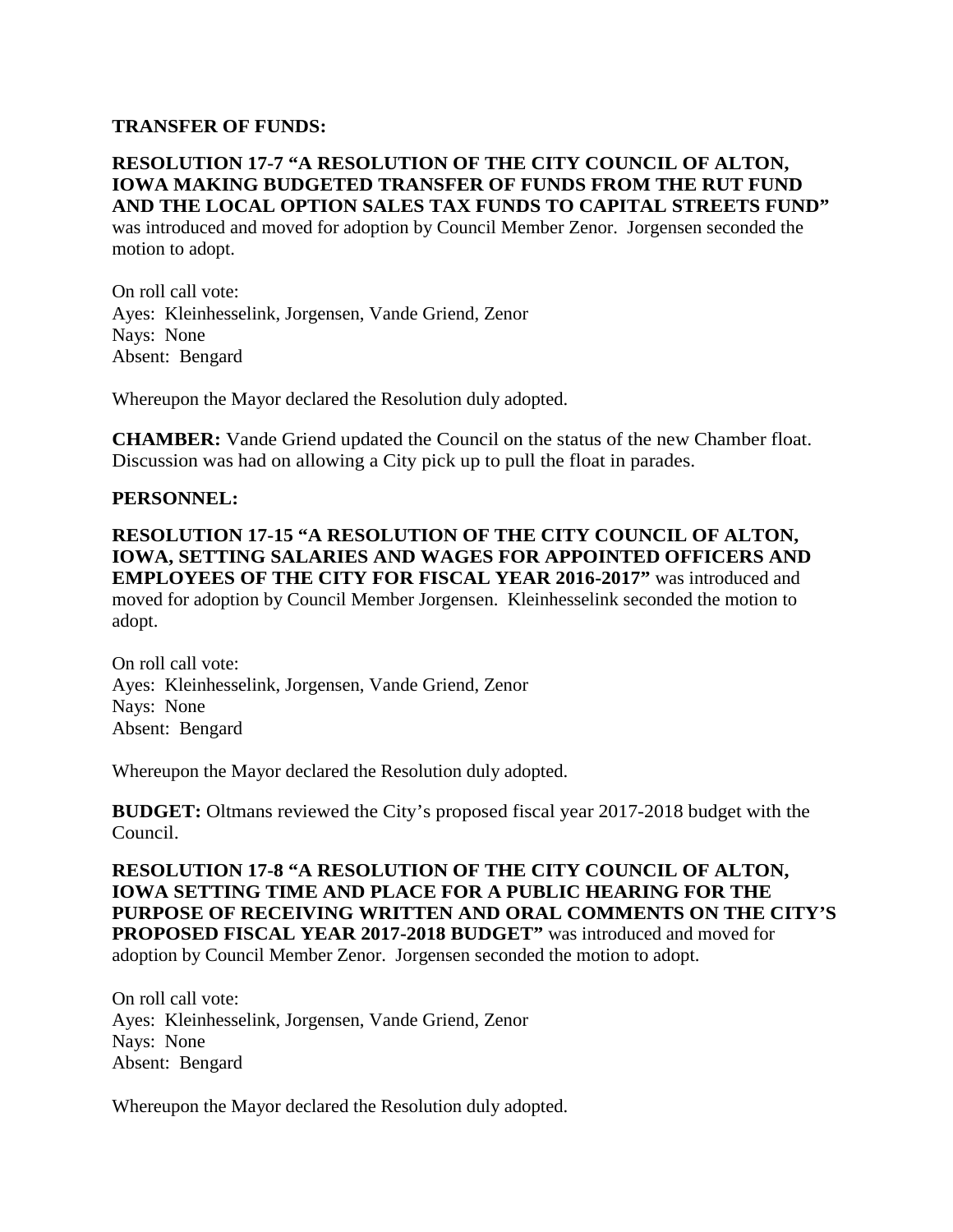**TRANSFER OF FUNDS:**

**RESOLUTION 17-7 "A RESOLUTION OF THE CITY COUNCIL OF ALTON, IOWA MAKING BUDGETED TRANSFER OF FUNDS FROM THE RUT FUND AND THE LOCAL OPTION SALES TAX FUNDS TO CAPITAL STREETS FUND"** was introduced and moved for adoption by Council Member Zenor. Jorgensen seconded the motion to adopt.

On roll call vote:
Ayes: Kleinhesselink, Jorgensen, Vande Griend, Zenor
Nays: None
Absent: Bengard

Whereupon the Mayor declared the Resolution duly adopted.

**CHAMBER:** Vande Griend updated the Council on the status of the new Chamber float. Discussion was had on allowing a City pick up to pull the float in parades.

**PERSONNEL:**

**RESOLUTION 17-15 "A RESOLUTION OF THE CITY COUNCIL OF ALTON, IOWA, SETTING SALARIES AND WAGES FOR APPOINTED OFFICERS AND EMPLOYEES OF THE CITY FOR FISCAL YEAR 2016-2017"** was introduced and moved for adoption by Council Member Jorgensen. Kleinhesselink seconded the motion to adopt.

On roll call vote:
Ayes: Kleinhesselink, Jorgensen, Vande Griend, Zenor
Nays: None
Absent: Bengard

Whereupon the Mayor declared the Resolution duly adopted.

**BUDGET:** Oltmans reviewed the City's proposed fiscal year 2017-2018 budget with the Council.

**RESOLUTION 17-8 "A RESOLUTION OF THE CITY COUNCIL OF ALTON, IOWA SETTING TIME AND PLACE FOR A PUBLIC HEARING FOR THE PURPOSE OF RECEIVING WRITTEN AND ORAL COMMENTS ON THE CITY'S PROPOSED FISCAL YEAR 2017-2018 BUDGET"** was introduced and moved for adoption by Council Member Zenor. Jorgensen seconded the motion to adopt.

On roll call vote:
Ayes: Kleinhesselink, Jorgensen, Vande Griend, Zenor
Nays: None
Absent: Bengard

Whereupon the Mayor declared the Resolution duly adopted.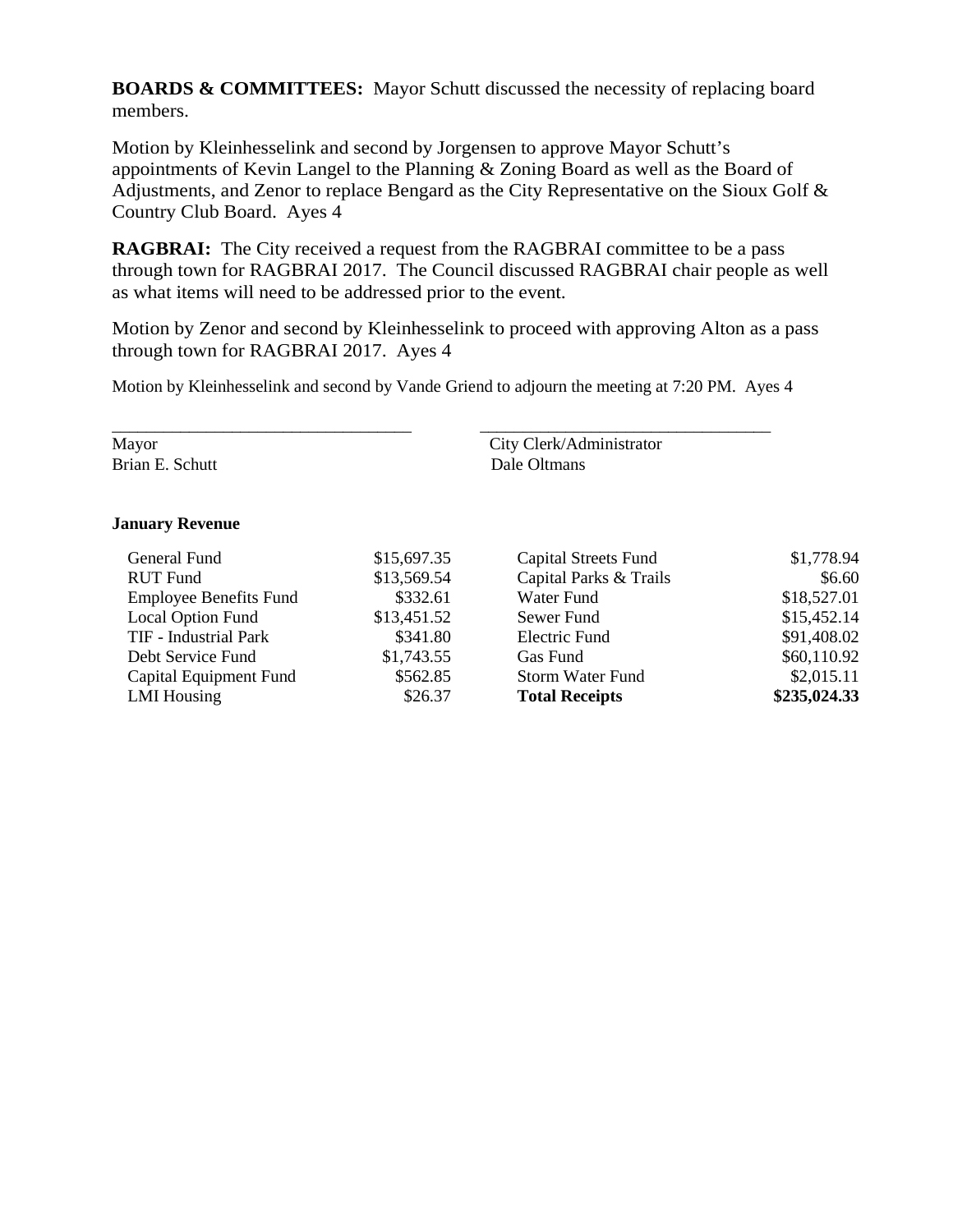**BOARDS & COMMITTEES:** Mayor Schutt discussed the necessity of replacing board members.

Motion by Kleinhesselink and second by Jorgensen to approve Mayor Schutt's appointments of Kevin Langel to the Planning & Zoning Board as well as the Board of Adjustments, and Zenor to replace Bengard as the City Representative on the Sioux Golf & Country Club Board. Ayes 4

**RAGBRAI:** The City received a request from the RAGBRAI committee to be a pass through town for RAGBRAI 2017. The Council discussed RAGBRAI chair people as well as what items will need to be addressed prior to the event.

Motion by Zenor and second by Kleinhesselink to proceed with approving Alton as a pass through town for RAGBRAI 2017. Ayes 4

Motion by Kleinhesselink and second by Vande Griend to adjourn the meeting at 7:20 PM. Ayes 4

\_\_\_\_\_\_\_\_\_\_\_\_\_\_\_\_\_\_\_\_\_\_\_\_\_\_\_\_\_\_\_\_\_\_ \_\_\_\_\_\_\_\_\_\_\_\_\_\_\_\_\_\_\_\_\_\_\_\_\_\_\_\_\_\_\_\_\_\_

Mayor
Brian E. Schutt

City Clerk/Administrator
Dale Oltmans

**January Revenue**

| | | | |
|---|---|---|---|
| General Fund | $15,697.35 | Capital Streets Fund | $1,778.94 |
| RUT Fund | $13,569.54 | Capital Parks & Trails | $6.60 |
| Employee Benefits Fund | $332.61 | Water Fund | $18,527.01 |
| Local Option Fund | $13,451.52 | Sewer Fund | $15,452.14 |
| TIF - Industrial Park | $341.80 | Electric Fund | $91,408.02 |
| Debt Service Fund | $1,743.55 | Gas Fund | $60,110.92 |
| Capital Equipment Fund | $562.85 | Storm Water Fund | $2,015.11 |
| LMI Housing | $26.37 | **Total Receipts** | **$235,024.33** |